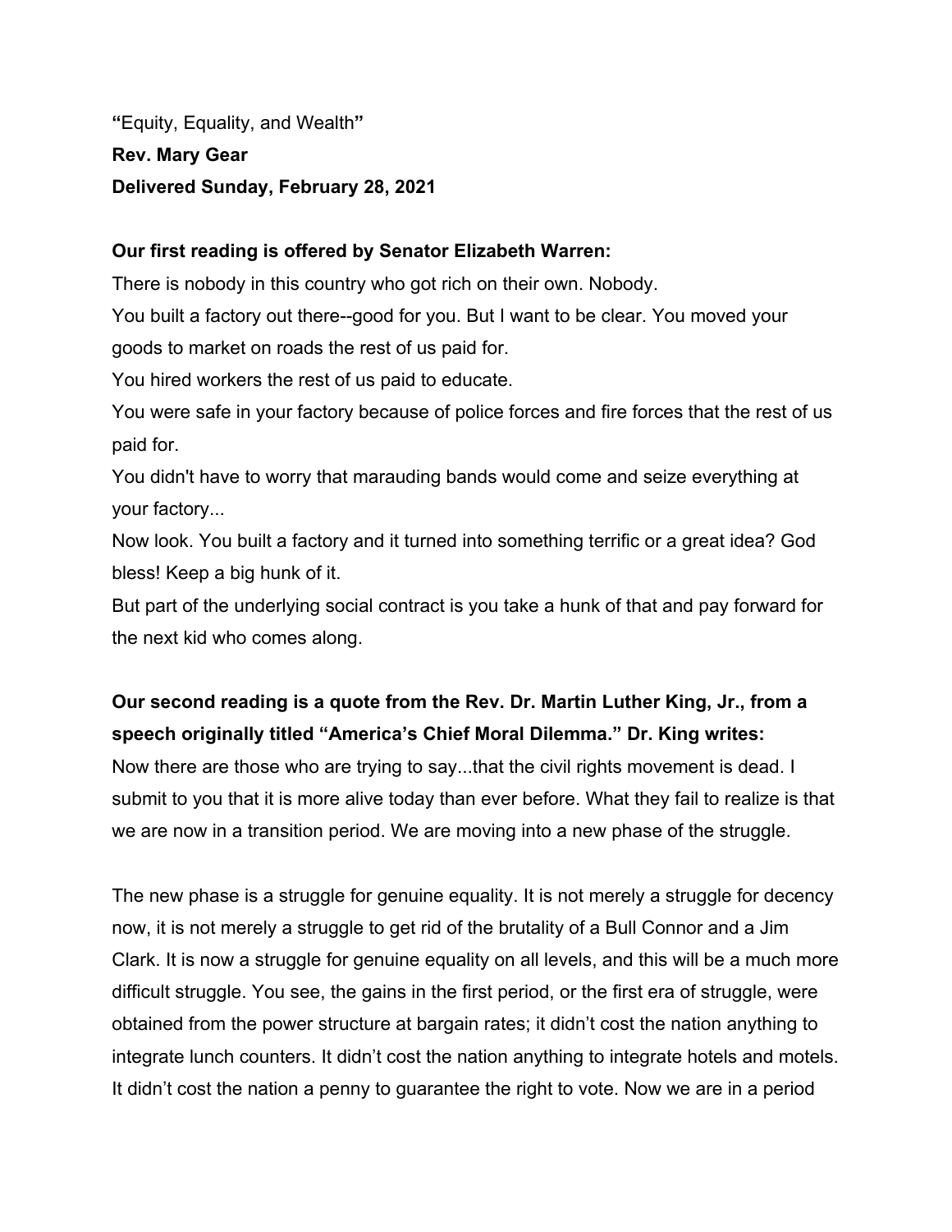"Equity, Equality, and Wealth"

**Rev. Mary Gear**

**Delivered Sunday, February 28, 2021**

**Our first reading is offered by Senator Elizabeth Warren:**

There is nobody in this country who got rich on their own. Nobody.

You built a factory out there--good for you. But I want to be clear. You moved your goods to market on roads the rest of us paid for.

You hired workers the rest of us paid to educate.

You were safe in your factory because of police forces and fire forces that the rest of us paid for.

You didn't have to worry that marauding bands would come and seize everything at your factory...

Now look. You built a factory and it turned into something terrific or a great idea? God bless! Keep a big hunk of it.

But part of the underlying social contract is you take a hunk of that and pay forward for the next kid who comes along.

**Our second reading is a quote from the Rev. Dr. Martin Luther King, Jr., from a speech originally titled "America's Chief Moral Dilemma." Dr. King writes:**

Now there are those who are trying to say...that the civil rights movement is dead. I submit to you that it is more alive today than ever before. What they fail to realize is that we are now in a transition period. We are moving into a new phase of the struggle.

The new phase is a struggle for genuine equality. It is not merely a struggle for decency now, it is not merely a struggle to get rid of the brutality of a Bull Connor and a Jim Clark. It is now a struggle for genuine equality on all levels, and this will be a much more difficult struggle. You see, the gains in the first period, or the first era of struggle, were obtained from the power structure at bargain rates; it didn't cost the nation anything to integrate lunch counters. It didn't cost the nation anything to integrate hotels and motels. It didn't cost the nation a penny to guarantee the right to vote. Now we are in a period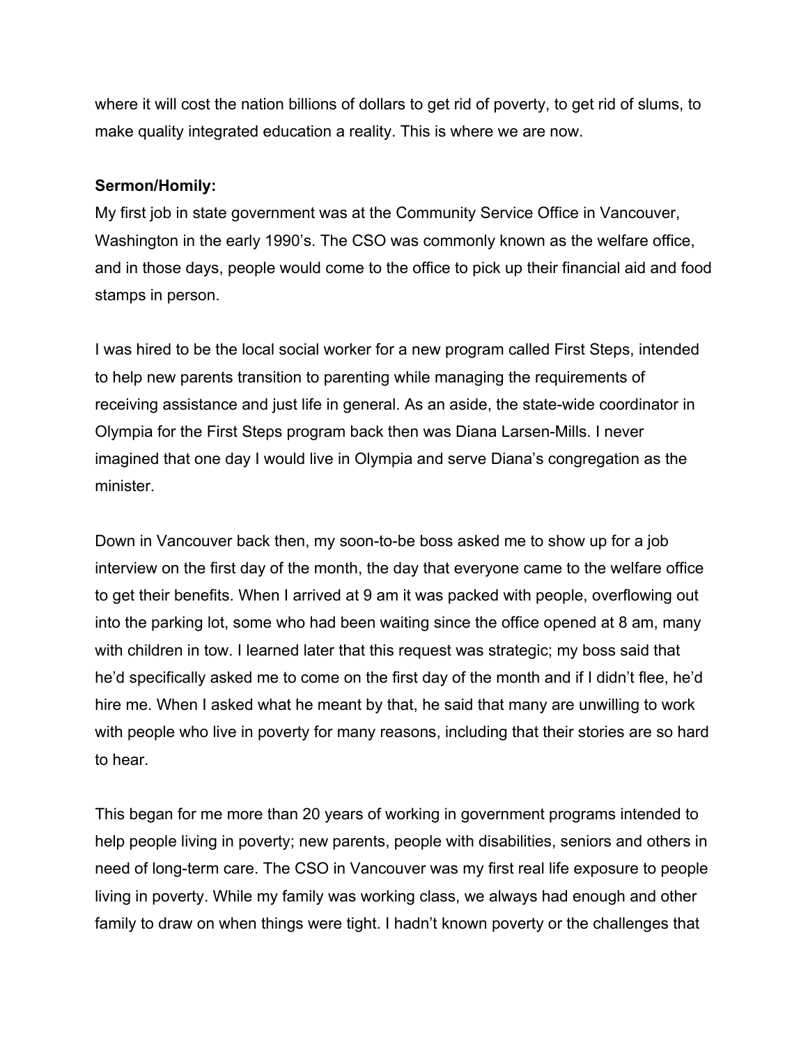where it will cost the nation billions of dollars to get rid of poverty, to get rid of slums, to make quality integrated education a reality. This is where we are now.

**Sermon/Homily:**

My first job in state government was at the Community Service Office in Vancouver, Washington in the early 1990's. The CSO was commonly known as the welfare office, and in those days, people would come to the office to pick up their financial aid and food stamps in person.

I was hired to be the local social worker for a new program called First Steps, intended to help new parents transition to parenting while managing the requirements of receiving assistance and just life in general. As an aside, the state-wide coordinator in Olympia for the First Steps program back then was Diana Larsen-Mills. I never imagined that one day I would live in Olympia and serve Diana's congregation as the minister.

Down in Vancouver back then, my soon-to-be boss asked me to show up for a job interview on the first day of the month, the day that everyone came to the welfare office to get their benefits. When I arrived at 9 am it was packed with people, overflowing out into the parking lot, some who had been waiting since the office opened at 8 am, many with children in tow. I learned later that this request was strategic; my boss said that he'd specifically asked me to come on the first day of the month and if I didn't flee, he'd hire me. When I asked what he meant by that, he said that many are unwilling to work with people who live in poverty for many reasons, including that their stories are so hard to hear.

This began for me more than 20 years of working in government programs intended to help people living in poverty; new parents, people with disabilities, seniors and others in need of long-term care. The CSO in Vancouver was my first real life exposure to people living in poverty. While my family was working class, we always had enough and other family to draw on when things were tight. I hadn't known poverty or the challenges that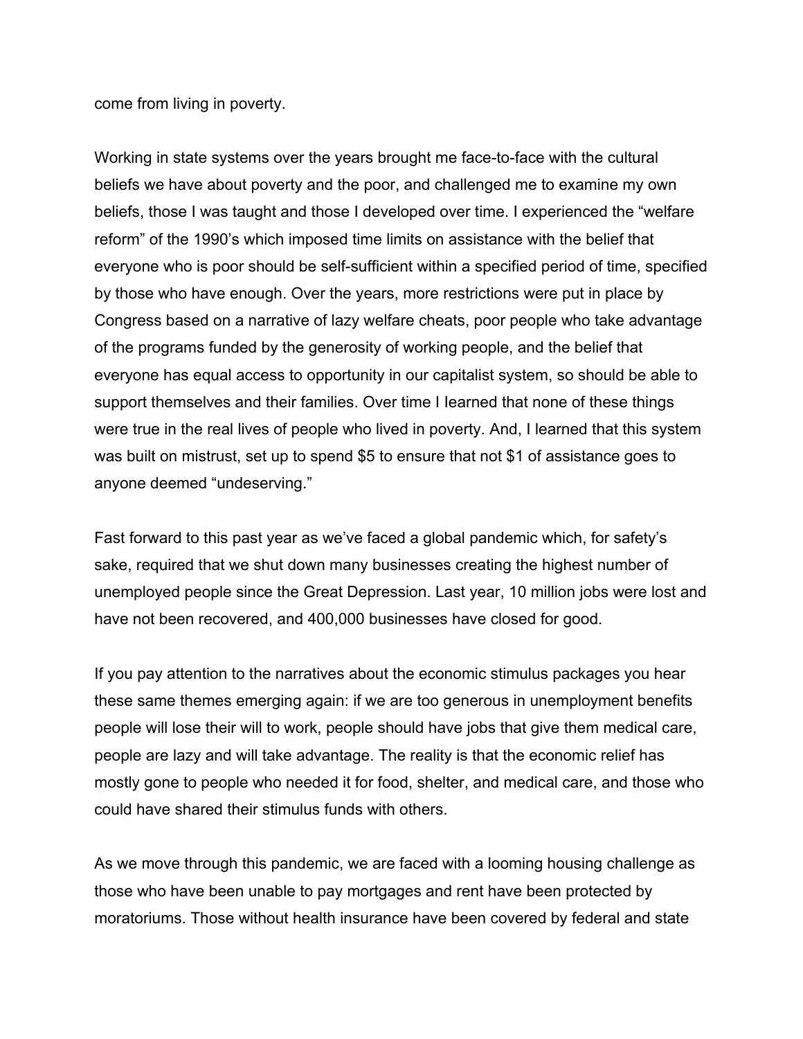come from living in poverty.

Working in state systems over the years brought me face-to-face with the cultural beliefs we have about poverty and the poor, and challenged me to examine my own beliefs, those I was taught and those I developed over time. I experienced the “welfare reform” of the 1990’s which imposed time limits on assistance with the belief that everyone who is poor should be self-sufficient within a specified period of time, specified by those who have enough. Over the years, more restrictions were put in place by Congress based on a narrative of lazy welfare cheats, poor people who take advantage of the programs funded by the generosity of working people, and the belief that everyone has equal access to opportunity in our capitalist system, so should be able to support themselves and their families. Over time I learned that none of these things were true in the real lives of people who lived in poverty. And, I learned that this system was built on mistrust, set up to spend $5 to ensure that not $1 of assistance goes to anyone deemed “undeserving.”

Fast forward to this past year as we’ve faced a global pandemic which, for safety’s sake, required that we shut down many businesses creating the highest number of unemployed people since the Great Depression. Last year, 10 million jobs were lost and have not been recovered, and 400,000 businesses have closed for good.

If you pay attention to the narratives about the economic stimulus packages you hear these same themes emerging again: if we are too generous in unemployment benefits people will lose their will to work, people should have jobs that give them medical care, people are lazy and will take advantage. The reality is that the economic relief has mostly gone to people who needed it for food, shelter, and medical care, and those who could have shared their stimulus funds with others.

As we move through this pandemic, we are faced with a looming housing challenge as those who have been unable to pay mortgages and rent have been protected by moratoriums. Those without health insurance have been covered by federal and state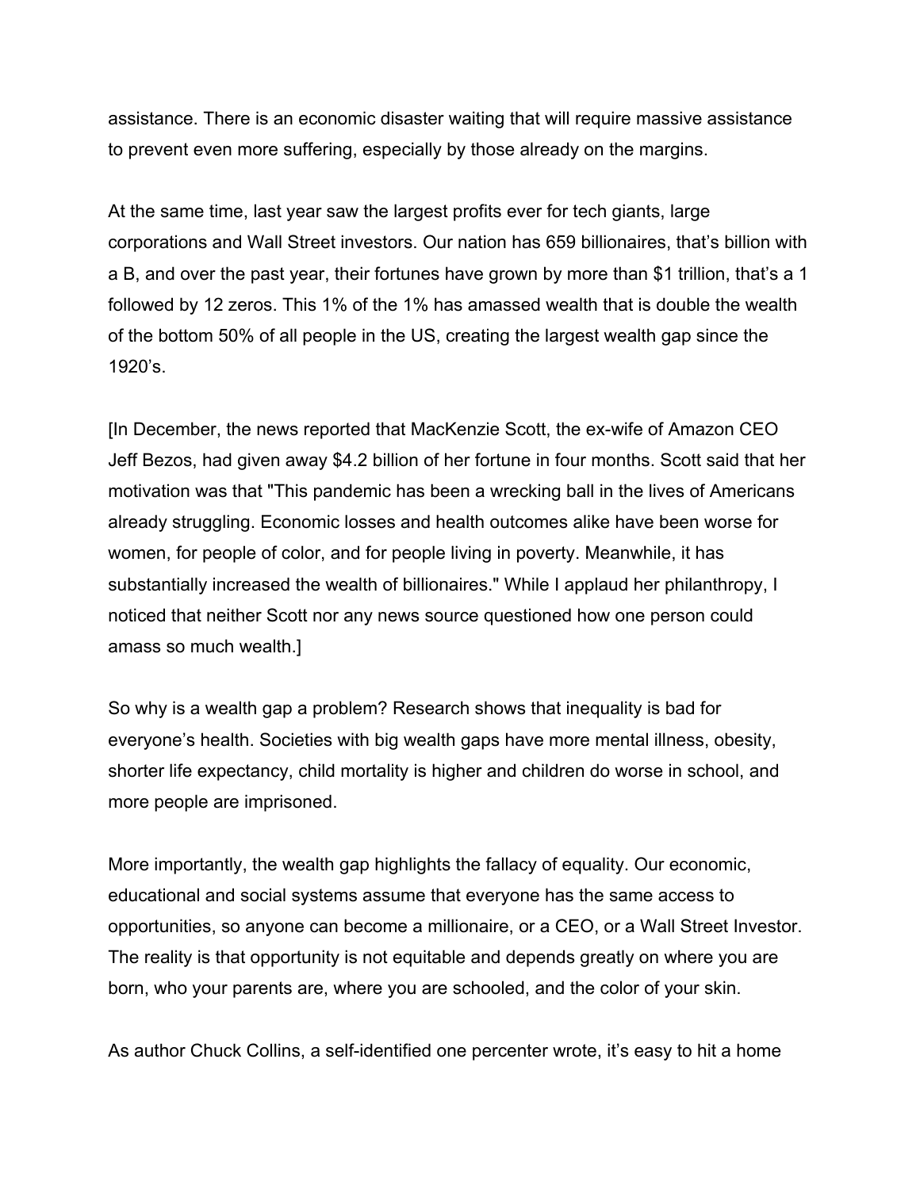assistance. There is an economic disaster waiting that will require massive assistance to prevent even more suffering, especially by those already on the margins.

At the same time, last year saw the largest profits ever for tech giants, large corporations and Wall Street investors. Our nation has 659 billionaires, that's billion with a B, and over the past year, their fortunes have grown by more than $1 trillion, that's a 1 followed by 12 zeros. This 1% of the 1% has amassed wealth that is double the wealth of the bottom 50% of all people in the US, creating the largest wealth gap since the 1920's.

[In December, the news reported that MacKenzie Scott, the ex-wife of Amazon CEO Jeff Bezos, had given away $4.2 billion of her fortune in four months. Scott said that her motivation was that "This pandemic has been a wrecking ball in the lives of Americans already struggling. Economic losses and health outcomes alike have been worse for women, for people of color, and for people living in poverty. Meanwhile, it has substantially increased the wealth of billionaires." While I applaud her philanthropy, I noticed that neither Scott nor any news source questioned how one person could amass so much wealth.]

So why is a wealth gap a problem? Research shows that inequality is bad for everyone's health. Societies with big wealth gaps have more mental illness, obesity, shorter life expectancy, child mortality is higher and children do worse in school, and more people are imprisoned.

More importantly, the wealth gap highlights the fallacy of equality. Our economic, educational and social systems assume that everyone has the same access to opportunities, so anyone can become a millionaire, or a CEO, or a Wall Street Investor. The reality is that opportunity is not equitable and depends greatly on where you are born, who your parents are, where you are schooled, and the color of your skin.

As author Chuck Collins, a self-identified one percenter wrote, it's easy to hit a home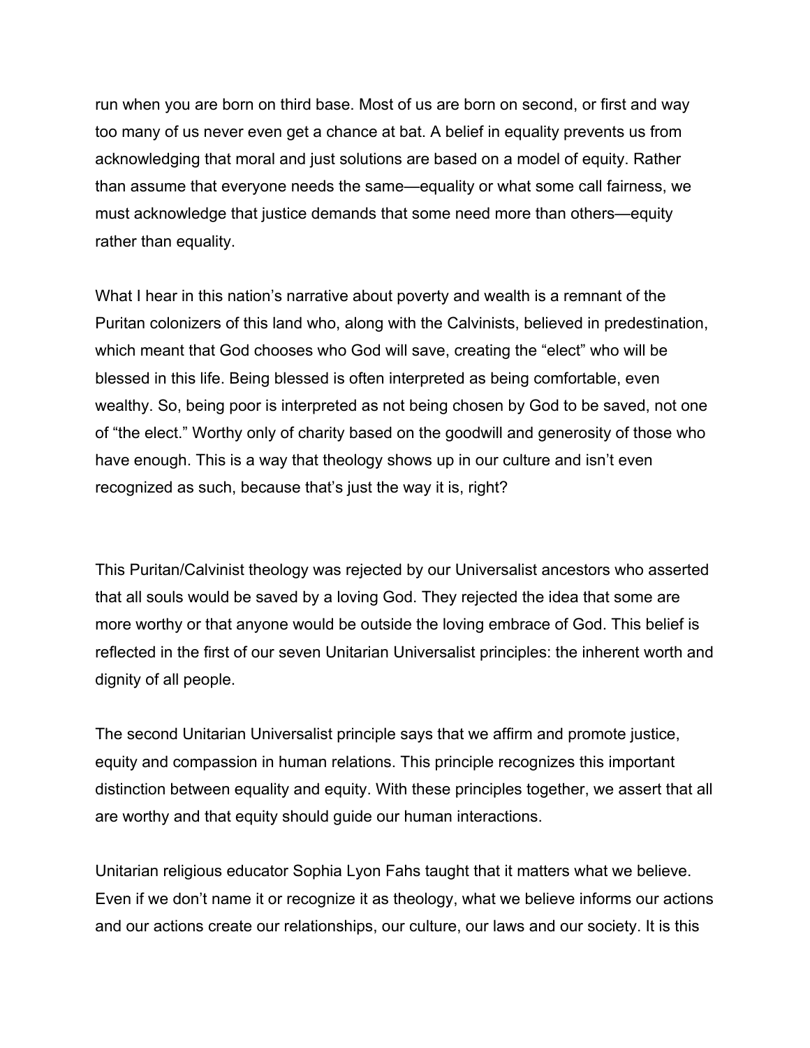run when you are born on third base. Most of us are born on second, or first and way too many of us never even get a chance at bat. A belief in equality prevents us from acknowledging that moral and just solutions are based on a model of equity. Rather than assume that everyone needs the same—equality or what some call fairness, we must acknowledge that justice demands that some need more than others—equity rather than equality.

What I hear in this nation's narrative about poverty and wealth is a remnant of the Puritan colonizers of this land who, along with the Calvinists, believed in predestination, which meant that God chooses who God will save, creating the "elect" who will be blessed in this life. Being blessed is often interpreted as being comfortable, even wealthy. So, being poor is interpreted as not being chosen by God to be saved, not one of "the elect." Worthy only of charity based on the goodwill and generosity of those who have enough. This is a way that theology shows up in our culture and isn't even recognized as such, because that's just the way it is, right?

This Puritan/Calvinist theology was rejected by our Universalist ancestors who asserted that all souls would be saved by a loving God. They rejected the idea that some are more worthy or that anyone would be outside the loving embrace of God. This belief is reflected in the first of our seven Unitarian Universalist principles: the inherent worth and dignity of all people.

The second Unitarian Universalist principle says that we affirm and promote justice, equity and compassion in human relations. This principle recognizes this important distinction between equality and equity. With these principles together, we assert that all are worthy and that equity should guide our human interactions.

Unitarian religious educator Sophia Lyon Fahs taught that it matters what we believe. Even if we don't name it or recognize it as theology, what we believe informs our actions and our actions create our relationships, our culture, our laws and our society. It is this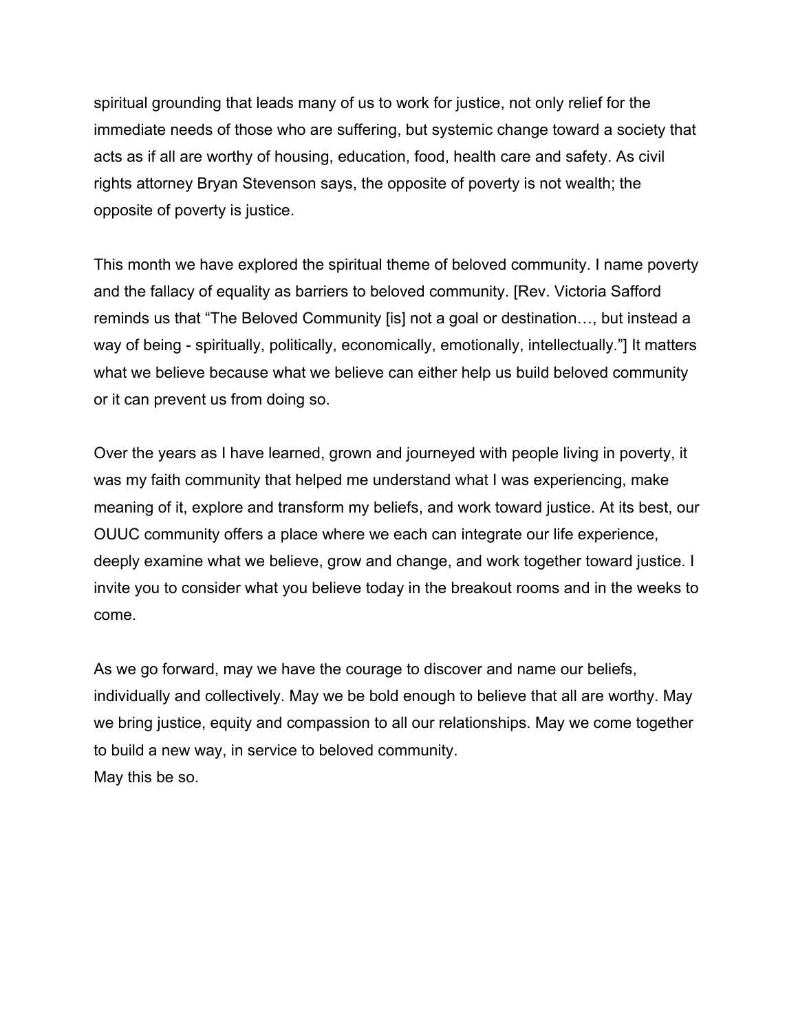spiritual grounding that leads many of us to work for justice, not only relief for the immediate needs of those who are suffering, but systemic change toward a society that acts as if all are worthy of housing, education, food, health care and safety. As civil rights attorney Bryan Stevenson says, the opposite of poverty is not wealth; the opposite of poverty is justice.

This month we have explored the spiritual theme of beloved community. I name poverty and the fallacy of equality as barriers to beloved community. [Rev. Victoria Safford reminds us that "The Beloved Community [is] not a goal or destination…, but instead a way of being - spiritually, politically, economically, emotionally, intellectually."] It matters what we believe because what we believe can either help us build beloved community or it can prevent us from doing so.

Over the years as I have learned, grown and journeyed with people living in poverty, it was my faith community that helped me understand what I was experiencing, make meaning of it, explore and transform my beliefs, and work toward justice. At its best, our OUUC community offers a place where we each can integrate our life experience, deeply examine what we believe, grow and change, and work together toward justice. I invite you to consider what you believe today in the breakout rooms and in the weeks to come.

As we go forward, may we have the courage to discover and name our beliefs, individually and collectively. May we be bold enough to believe that all are worthy. May we bring justice, equity and compassion to all our relationships. May we come together to build a new way, in service to beloved community.
May this be so.